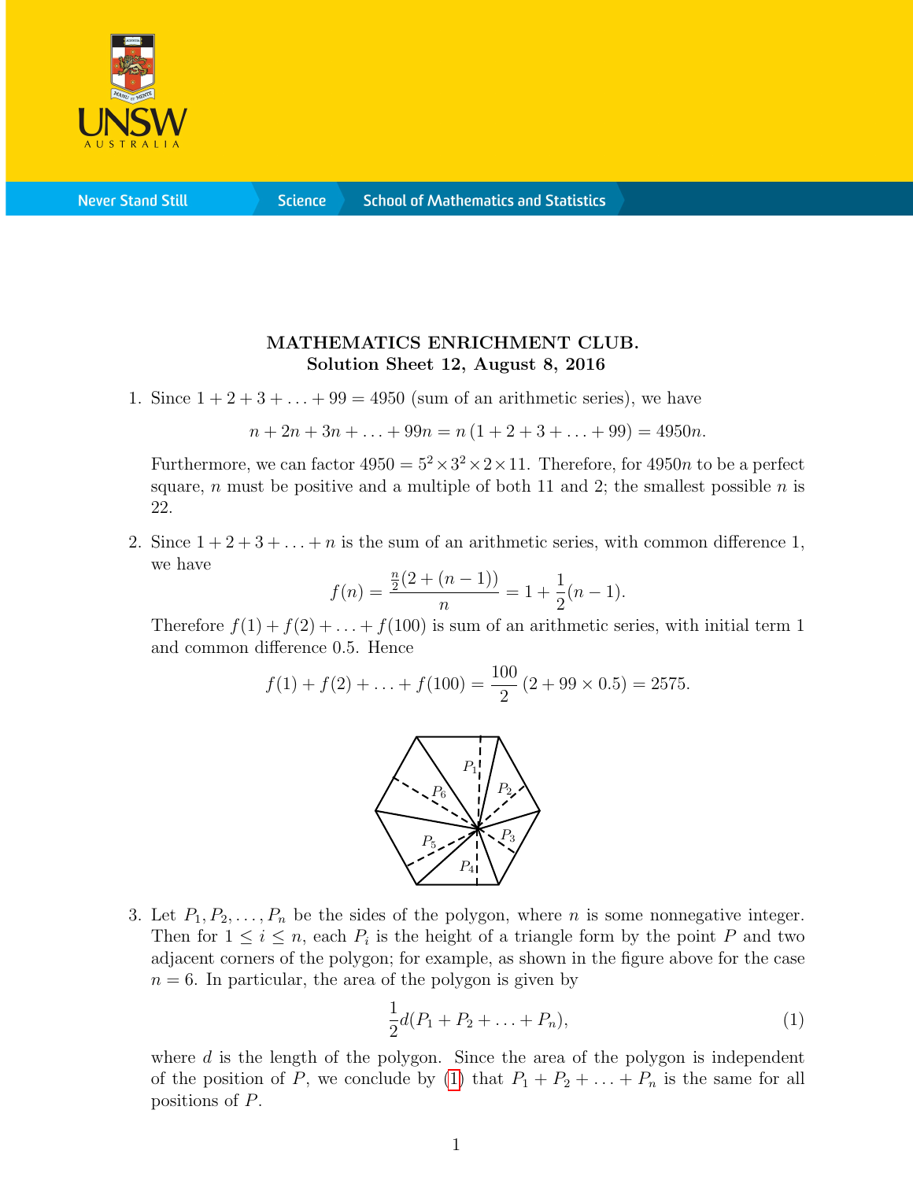**MATHEMATICS ENRICHMENT CLUB.**
**Solution Sheet 12, August 8, 2016**

1. Since $1 + 2 + 3 + \ldots + 99 = 4950$ (sum of an arithmetic series), we have

$$n + 2n + 3n + \ldots + 99n = n\,(1 + 2 + 3 + \ldots + 99) = 4950n.$$

Furthermore, we can factor $4950 = 5^2 \times 3^2 \times 2 \times 11$. Therefore, for $4950n$ to be a perfect square, $n$ must be positive and a multiple of both 11 and 2; the smallest possible $n$ is 22.

2. Since $1 + 2 + 3 + \ldots + n$ is the sum of an arithmetic series, with common difference 1, we have

$$f(n) = \frac{\frac{n}{2}(2 + (n-1))}{n} = 1 + \frac{1}{2}(n-1).$$

Therefore $f(1) + f(2) + \ldots + f(100)$ is sum of an arithmetic series, with initial term 1 and common difference 0.5. Hence

$$f(1) + f(2) + \ldots + f(100) = \frac{100}{2}\,(2 + 99 \times 0.5) = 2575.$$

3. Let $P_1, P_2, \ldots, P_n$ be the sides of the polygon, where $n$ is some nonnegative integer. Then for $1 \leq i \leq n$, each $P_i$ is the height of a triangle form by the point $P$ and two adjacent corners of the polygon; for example, as shown in the figure above for the case $n = 6$. In particular, the area of the polygon is given by

$$\frac{1}{2}d(P_1 + P_2 + \ldots + P_n), \tag{1}$$

where $d$ is the length of the polygon. Since the area of the polygon is independent of the position of $P$, we conclude by (1) that $P_1 + P_2 + \ldots + P_n$ is the same for all positions of $P$.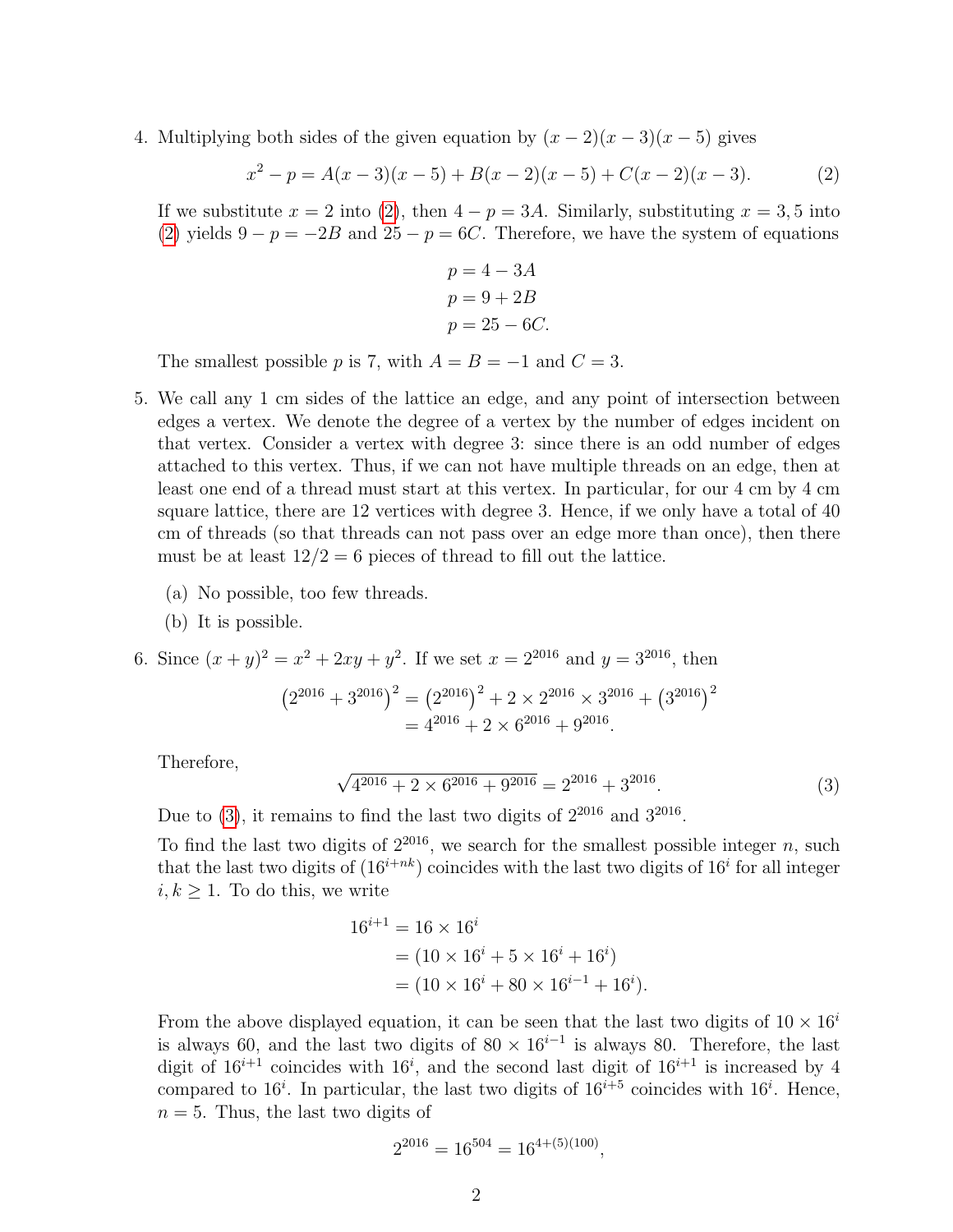4. Multiplying both sides of the given equation by $(x-2)(x-3)(x-5)$ gives

$$x^2 - p = A(x-3)(x-5) + B(x-2)(x-5) + C(x-2)(x-3). \tag{2}$$

If we substitute $x = 2$ into (2), then $4 - p = 3A$. Similarly, substituting $x = 3, 5$ into (2) yields $9 - p = -2B$ and $25 - p = 6C$. Therefore, we have the system of equations

$$\begin{aligned} p &= 4 - 3A \\ p &= 9 + 2B \\ p &= 25 - 6C. \end{aligned}$$

The smallest possible $p$ is 7, with $A = B = -1$ and $C = 3$.

5. We call any 1 cm sides of the lattice an edge, and any point of intersection between edges a vertex. We denote the degree of a vertex by the number of edges incident on that vertex. Consider a vertex with degree 3: since there is an odd number of edges attached to this vertex. Thus, if we can not have multiple threads on an edge, then at least one end of a thread must start at this vertex. In particular, for our 4 cm by 4 cm square lattice, there are 12 vertices with degree 3. Hence, if we only have a total of 40 cm of threads (so that threads can not pass over an edge more than once), then there must be at least $12/2 = 6$ pieces of thread to fill out the lattice.

   (a) No possible, too few threads.

   (b) It is possible.

6. Since $(x+y)^2 = x^2 + 2xy + y^2$. If we set $x = 2^{2016}$ and $y = 3^{2016}$, then

$$\begin{aligned} \left(2^{2016} + 3^{2016}\right)^2 &= \left(2^{2016}\right)^2 + 2 \times 2^{2016} \times 3^{2016} + \left(3^{2016}\right)^2 \\ &= 4^{2016} + 2 \times 6^{2016} + 9^{2016}. \end{aligned}$$

Therefore,

$$\sqrt{4^{2016} + 2 \times 6^{2016} + 9^{2016}} = 2^{2016} + 3^{2016}. \tag{3}$$

Due to (3), it remains to find the last two digits of $2^{2016}$ and $3^{2016}$.

To find the last two digits of $2^{2016}$, we search for the smallest possible integer $n$, such that the last two digits of $(16^{i+nk})$ coincides with the last two digits of $16^i$ for all integer $i, k \geq 1$. To do this, we write

$$\begin{aligned} 16^{i+1} &= 16 \times 16^i \\ &= (10 \times 16^i + 5 \times 16^i + 16^i) \\ &= (10 \times 16^i + 80 \times 16^{i-1} + 16^i). \end{aligned}$$

From the above displayed equation, it can be seen that the last two digits of $10 \times 16^i$ is always 60, and the last two digits of $80 \times 16^{i-1}$ is always 80. Therefore, the last digit of $16^{i+1}$ coincides with $16^i$, and the second last digit of $16^{i+1}$ is increased by 4 compared to $16^i$. In particular, the last two digits of $16^{i+5}$ coincides with $16^i$. Hence, $n = 5$. Thus, the last two digits of

$$2^{2016} = 16^{504} = 16^{4+(5)(100)},$$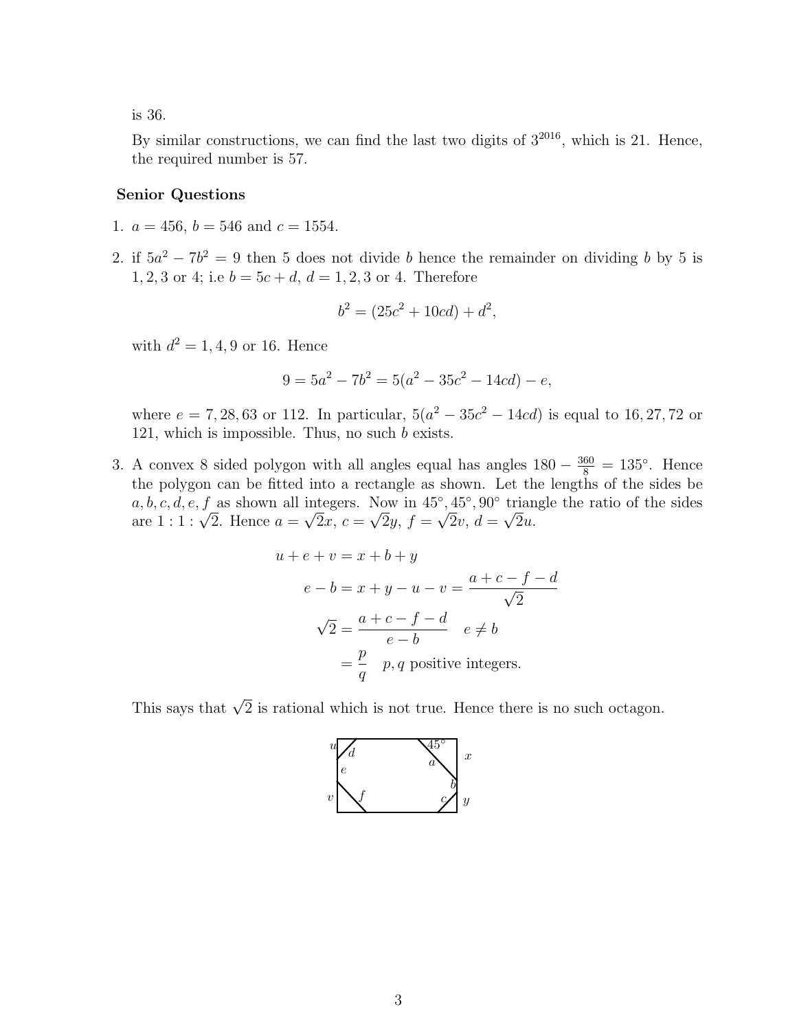is 36.

By similar constructions, we can find the last two digits of $3^{2016}$, which is 21. Hence, the required number is 57.

**Senior Questions**

1. $a = 456$, $b = 546$ and $c = 1554$.

2. if $5a^2 - 7b^2 = 9$ then 5 does not divide $b$ hence the remainder on dividing $b$ by 5 is $1, 2, 3$ or $4$; i.e $b = 5c + d$, $d = 1, 2, 3$ or $4$. Therefore

$$b^2 = (25c^2 + 10cd) + d^2,$$

with $d^2 = 1, 4, 9$ or $16$. Hence

$$9 = 5a^2 - 7b^2 = 5(a^2 - 35c^2 - 14cd) - e,$$

where $e = 7, 28, 63$ or $112$. In particular, $5(a^2 - 35c^2 - 14cd)$ is equal to $16, 27, 72$ or $121$, which is impossible. Thus, no such $b$ exists.

3. A convex 8 sided polygon with all angles equal has angles $180 - \frac{360}{8} = 135°$. Hence the polygon can be fitted into a rectangle as shown. Let the lengths of the sides be $a, b, c, d, e, f$ as shown all integers. Now in $45°, 45°, 90°$ triangle the ratio of the sides are $1 : 1 : \sqrt{2}$. Hence $a = \sqrt{2}x$, $c = \sqrt{2}y$, $f = \sqrt{2}v$, $d = \sqrt{2}u$.

$$\begin{aligned}
u + e + v &= x + b + y \\
e - b &= x + y - u - v = \frac{a + c - f - d}{\sqrt{2}} \\
\sqrt{2} &= \frac{a + c - f - d}{e - b} \quad e \neq b \\
&= \frac{p}{q} \quad p, q \text{ positive integers.}
\end{aligned}$$

This says that $\sqrt{2}$ is rational which is not true. Hence there is no such octagon.

u
d
45°
x
a
e
b
v
f
c
y